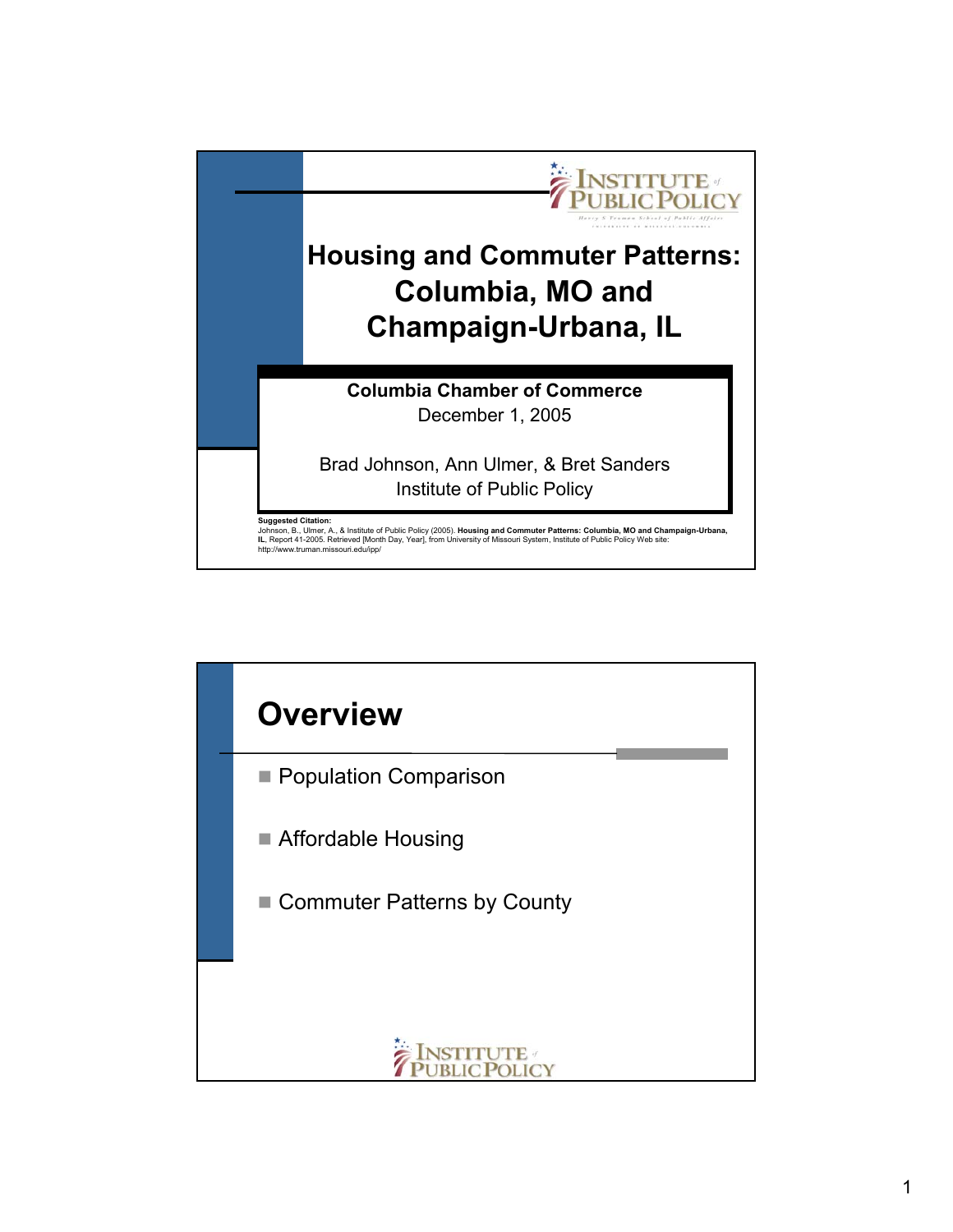# Housing and Commuter Patterns: Columbia, MO and Champaign-Urbana, IL

**Columbia Chamber of Commerce**

December 1, 2005

Brad Johnson, Ann Ulmer, & Bret Sanders

Institute of Public Policy

**Suggested Citation:**
Johnson, B., Ulmer, A., & Institute of Public Policy (2005). **Housing and Commuter Patterns: Columbia, MO and Champaign-Urbana, IL**, Report 41-2005. Retrieved [Month Day, Year], from University of Missouri System, Institute of Public Policy Web site: http://www.truman.missouri.edu/ipp/

## Overview

- Population Comparison
- Affordable Housing
- Commuter Patterns by County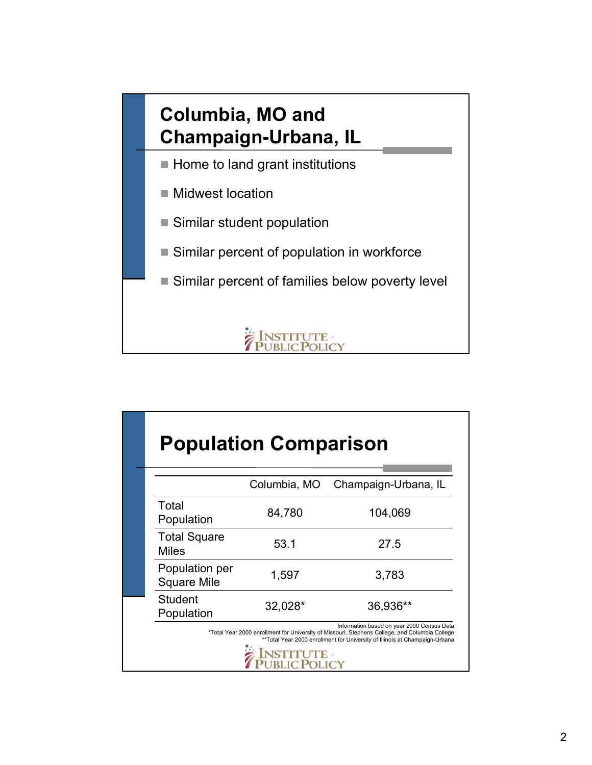## Columbia, MO and Champaign-Urbana, IL

- Home to land grant institutions
- Midwest location
- Similar student population
- Similar percent of population in workforce
- Similar percent of families below poverty level

INSTITUTE of PUBLIC POLICY

## Population Comparison

| | Columbia, MO | Champaign-Urbana, IL |
|---|---|---|
| Total Population | 84,780 | 104,069 |
| Total Square Miles | 53.1 | 27.5 |
| Population per Square Mile | 1,597 | 3,783 |
| Student Population | 32,028* | 36,936** |

Information based on year 2000 Census Data
*Total Year 2000 enrollment for University of Missouri, Stephens College, and Columbia College
**Total Year 2000 enrollment for University of Illinois at Champaign-Urbana

INSTITUTE of PUBLIC POLICY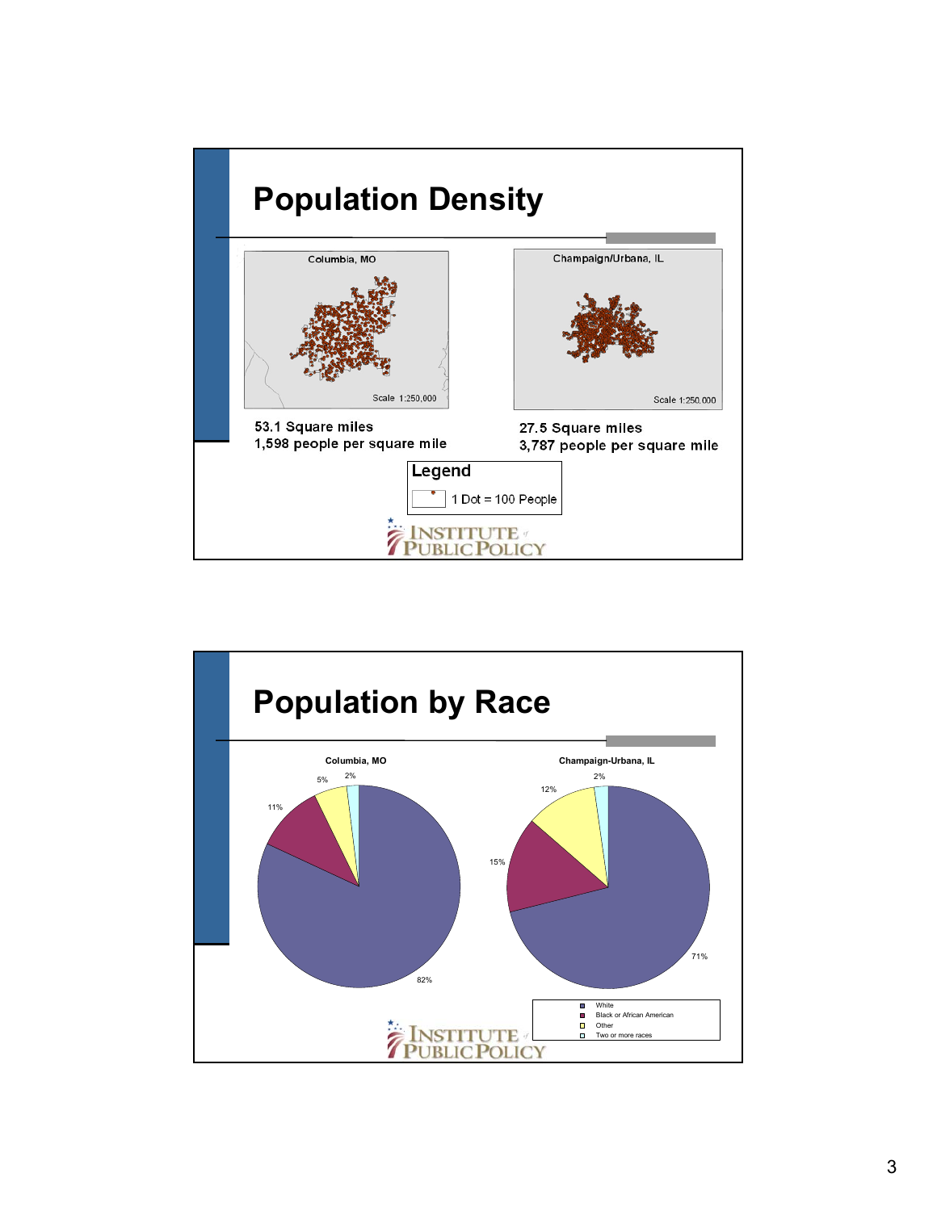# Population Density

Columbia, MO

Scale 1:250,000

53.1 Square miles
1,598 people per square mile

Champaign/Urbana, IL

Scale 1:250,000

27.5 Square miles
3,787 people per square mile

Legend

1 Dot = 100 People

INSTITUTE of PUBLIC POLICY

# Population by Race

Columbia, MO

| Race | Percent |
| --- | --- |
| White | 82% |
| Black or African American | 11% |
| Other | 5% |
| Two or more races | 2% |

Champaign-Urbana, IL

| Race | Percent |
| --- | --- |
| White | 71% |
| Black or African American | 15% |
| Other | 12% |
| Two or more races | 2% |

INSTITUTE of PUBLIC POLICY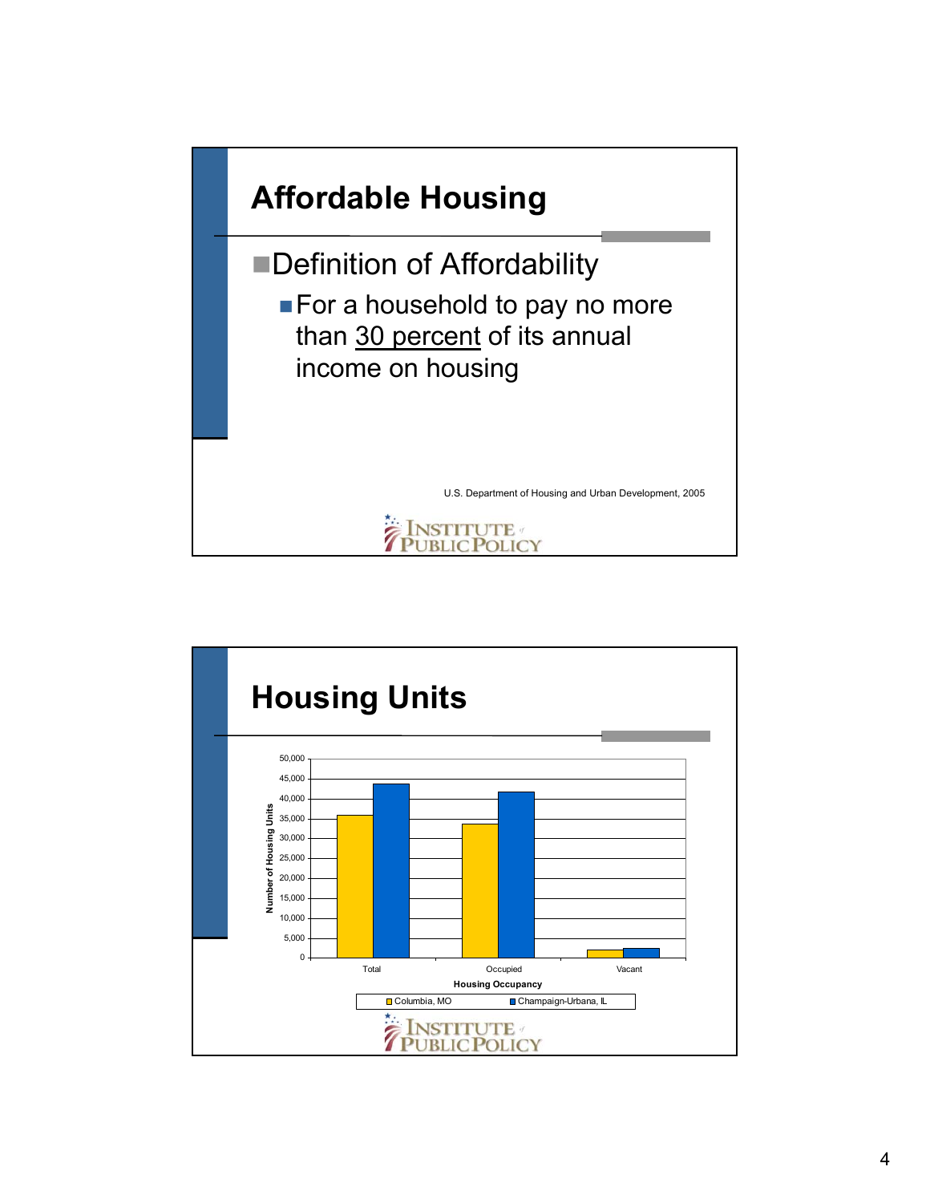## Affordable Housing

- Definition of Affordability
  - For a household to pay no more than <u>30 percent</u> of its annual income on housing

U.S. Department of Housing and Urban Development, 2005

INSTITUTE of PUBLIC POLICY

## Housing Units

Number of Housing Units

50,000
45,000
40,000
35,000
30,000
25,000
20,000
15,000
10,000
5,000
0

Total | Occupied | Vacant

Housing Occupancy

Columbia, MO | Champaign-Urbana, IL

INSTITUTE of PUBLIC POLICY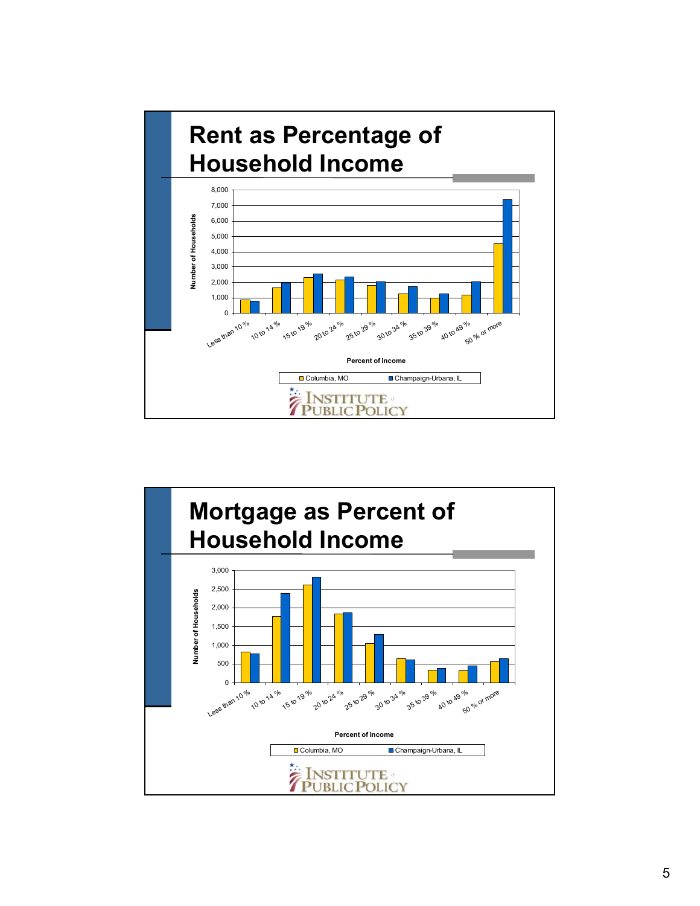## Rent as Percentage of Household Income

Number of Households

8,000
7,000
6,000
5,000
4,000
3,000
2,000
1,000
0

Less than 10 % | 10 to 14 % | 15 to 19 % | 20 to 24 % | 25 to 29 % | 30 to 34 % | 35 to 39 % | 40 to 49 % | 50 % or more

Percent of Income

Columbia, MO | Champaign-Urbana, IL

INSTITUTE of PUBLIC POLICY

## Mortgage as Percent of Household Income

Number of Households

3,000
2,500
2,000
1,500
1,000
500
0

Less than 10 % | 10 to 14 % | 15 to 19 % | 20 to 24 % | 25 to 29 % | 30 to 34 % | 35 to 39 % | 40 to 49 % | 50 % or more

Percent of Income

Columbia, MO | Champaign-Urbana, IL

INSTITUTE of PUBLIC POLICY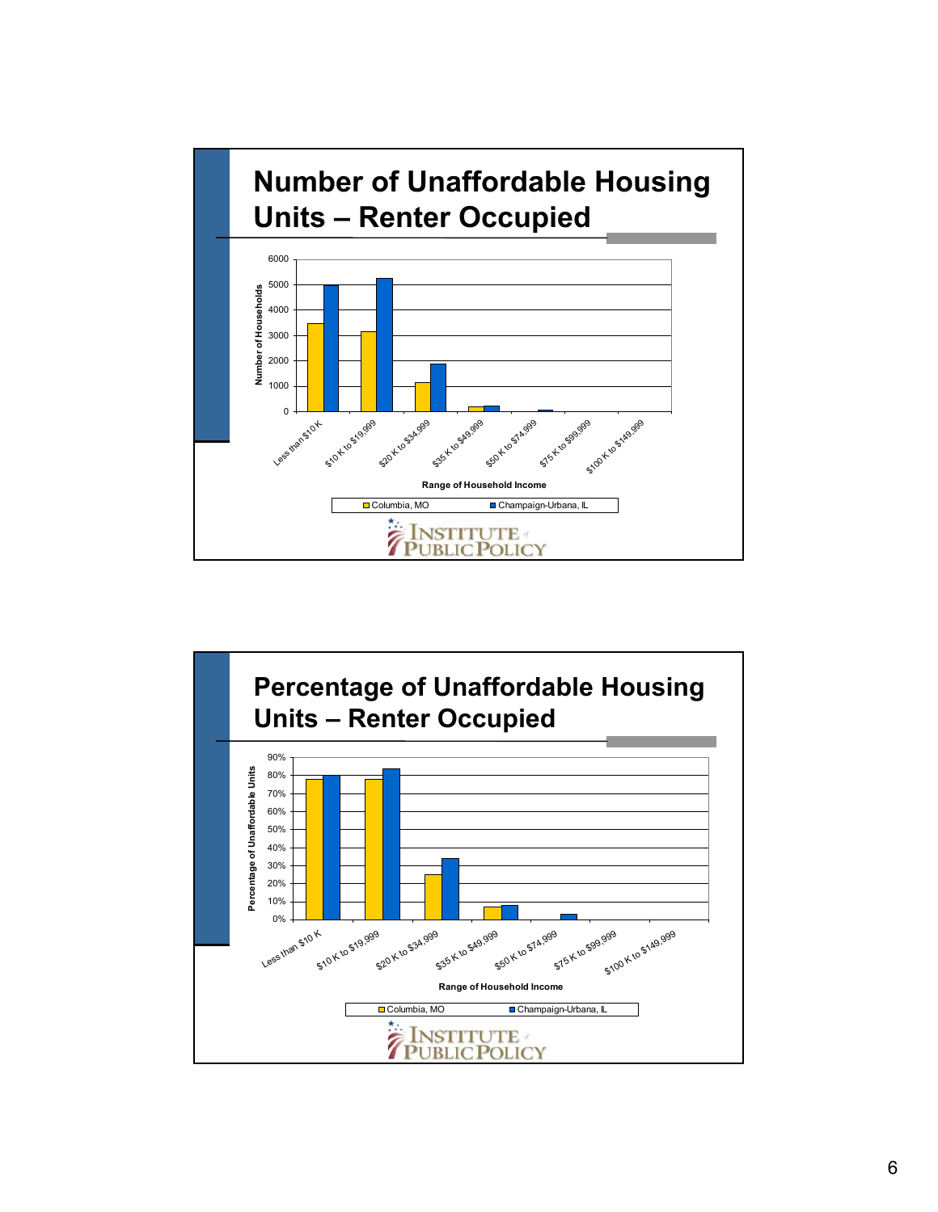## Number of Unaffordable Housing Units – Renter Occupied

Number of Households

6000
5000
4000
3000
2000
1000
0

Less than $10 K | $10 K to $19,999 | $20 K to $34,999 | $35 K to $49,999 | $50 K to $74,999 | $75 K to $99,999 | $100 K to $149,999

Range of Household Income

Columbia, MO | Champaign-Urbana, IL

INSTITUTE of PUBLIC POLICY

## Percentage of Unaffordable Housing Units – Renter Occupied

Percentage of Unaffordable Units

90%
80%
70%
60%
50%
40%
30%
20%
10%
0%

Less than $10 K | $10 K to $19,999 | $20 K to $34,999 | $35 K to $49,999 | $50 K to $74,999 | $75 K to $99,999 | $100 K to $149,999

Range of Household Income

Columbia, MO | Champaign-Urbana, IL

INSTITUTE of PUBLIC POLICY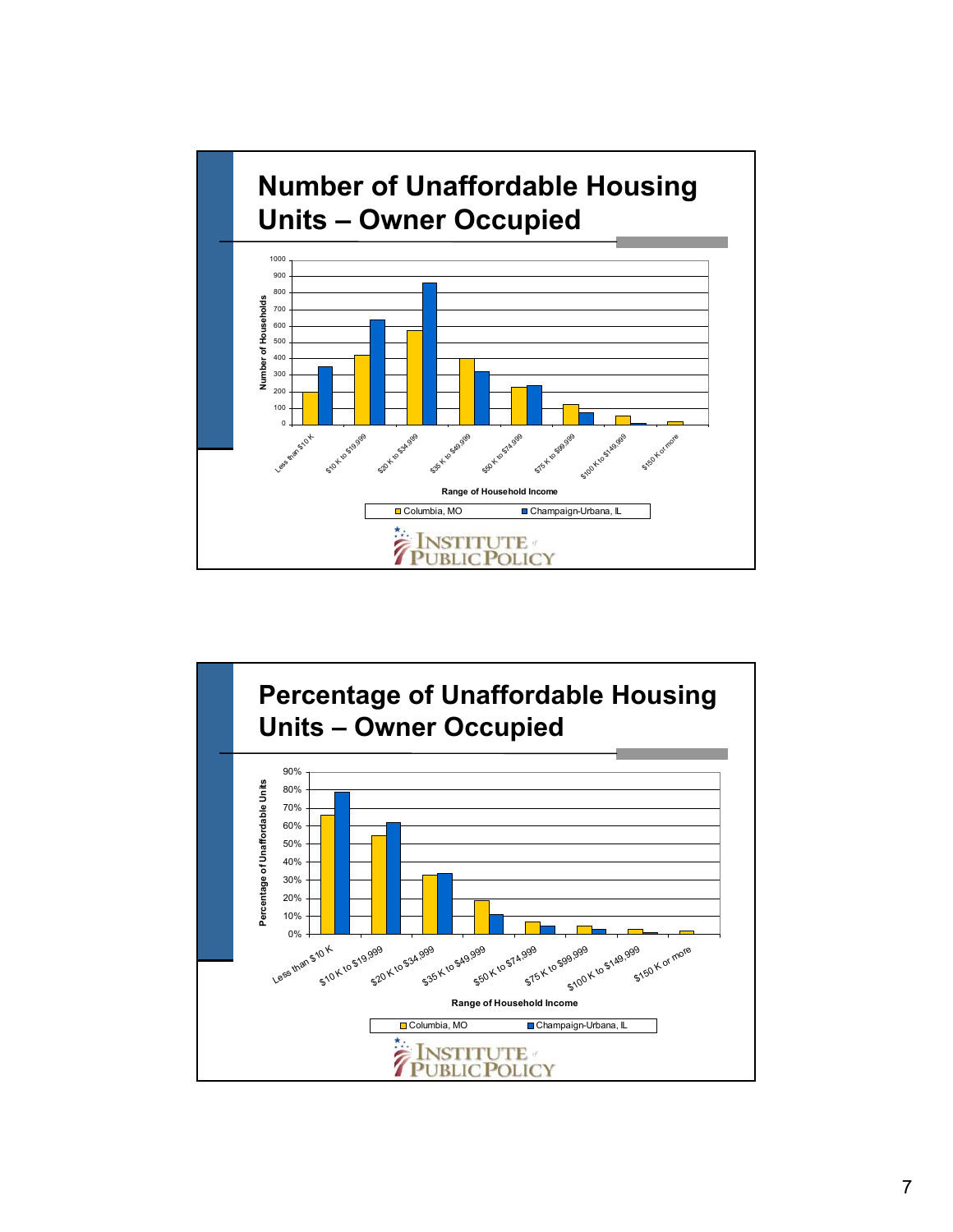## Number of Unaffordable Housing Units – Owner Occupied

Number of Households

1000
900
800
700
600
500
400
300
200
100
0

Less than $10 K | $10 K to $19,999 | $20 K to $34,999 | $35 K to $49,999 | $50 K to $74,999 | $75 K to $99,999 | $100 K to $149,999 | $150 K or more

Range of Household Income

Columbia, MO | Champaign-Urbana, IL

INSTITUTE of PUBLIC POLICY

## Percentage of Unaffordable Housing Units – Owner Occupied

Percentage of Unaffordable Units

90%
80%
70%
60%
50%
40%
30%
20%
10%
0%

Less than $10 K | $10 K to $19,999 | $20 K to $34,999 | $35 K to $49,999 | $50 K to $74,999 | $75 K to $99,999 | $100 K to $149,999 | $150 K or more

Range of Household Income

Columbia, MO | Champaign-Urbana, IL

INSTITUTE of PUBLIC POLICY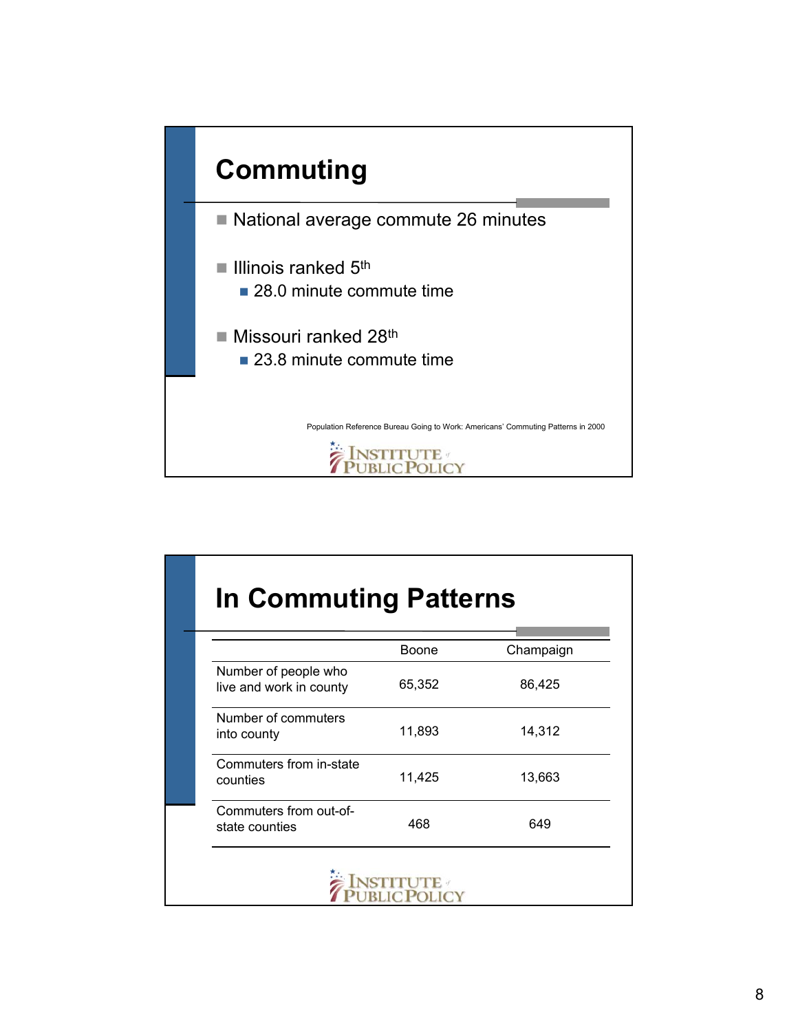## Commuting

- National average commute 26 minutes
- Illinois ranked 5th
  - 28.0 minute commute time
- Missouri ranked 28th
  - 23.8 minute commute time

Population Reference Bureau Going to Work: Americans' Commuting Patterns in 2000

INSTITUTE of PUBLIC POLICY

## In Commuting Patterns

| | Boone | Champaign |
|---|---|---|
| Number of people who live and work in county | 65,352 | 86,425 |
| Number of commuters into county | 11,893 | 14,312 |
| Commuters from in-state counties | 11,425 | 13,663 |
| Commuters from out-of-state counties | 468 | 649 |

INSTITUTE of PUBLIC POLICY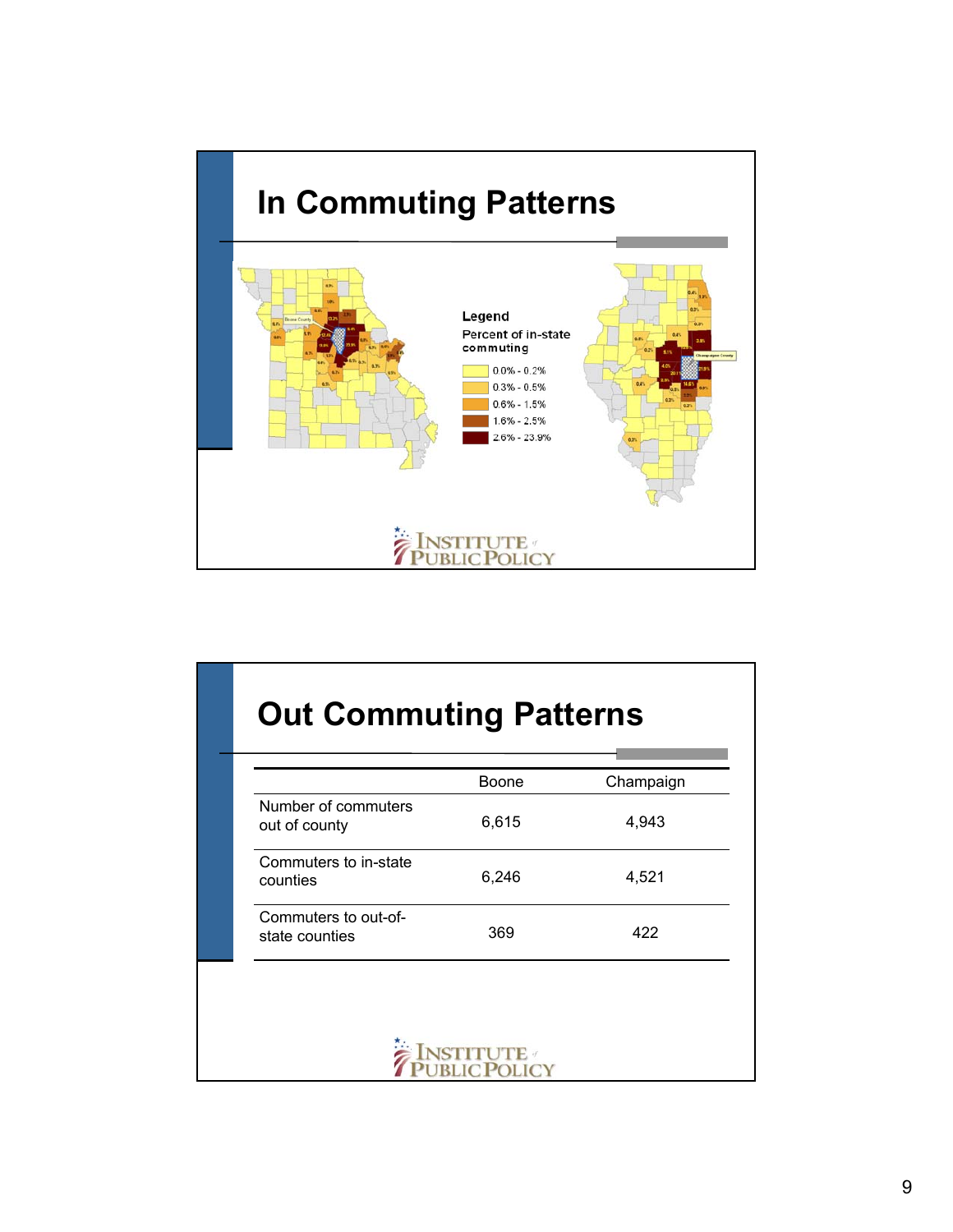## In Commuting Patterns

Legend
Percent of in-state commuting

- 0.0% - 0.2%
- 0.3% - 0.5%
- 0.6% - 1.5%
- 1.6% - 2.5%
- 2.6% - 23.9%

## Out Commuting Patterns

| | Boone | Champaign |
|---|---|---|
| Number of commuters out of county | 6,615 | 4,943 |
| Commuters to in-state counties | 6,246 | 4,521 |
| Commuters to out-of-state counties | 369 | 422 |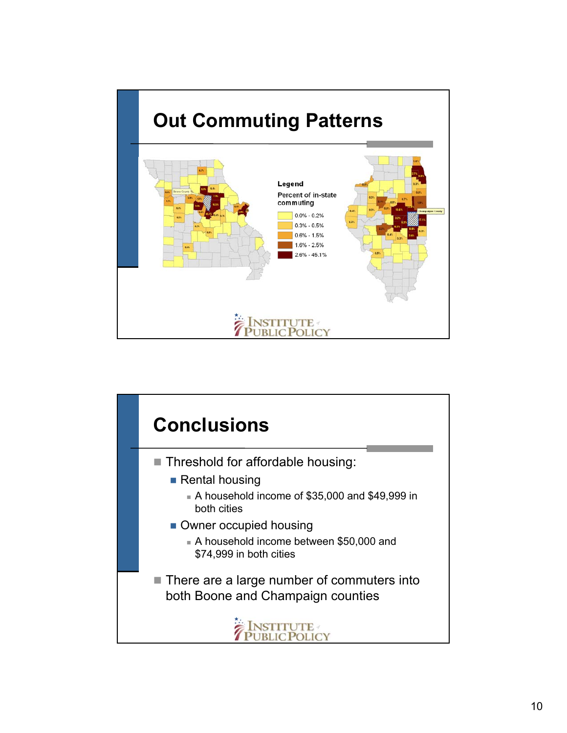## Out Commuting Patterns

Legend

Percent of in-state commuting

- 0.0% - 0.2%
- 0.3% - 0.5%
- 0.6% - 1.5%
- 1.6% - 2.5%
- 2.6% - 45.1%

## Conclusions

- Threshold for affordable housing:
  - Rental housing
    - A household income of $35,000 and $49,999 in both cities
  - Owner occupied housing
    - A household income between $50,000 and $74,999 in both cities
- There are a large number of commuters into both Boone and Champaign counties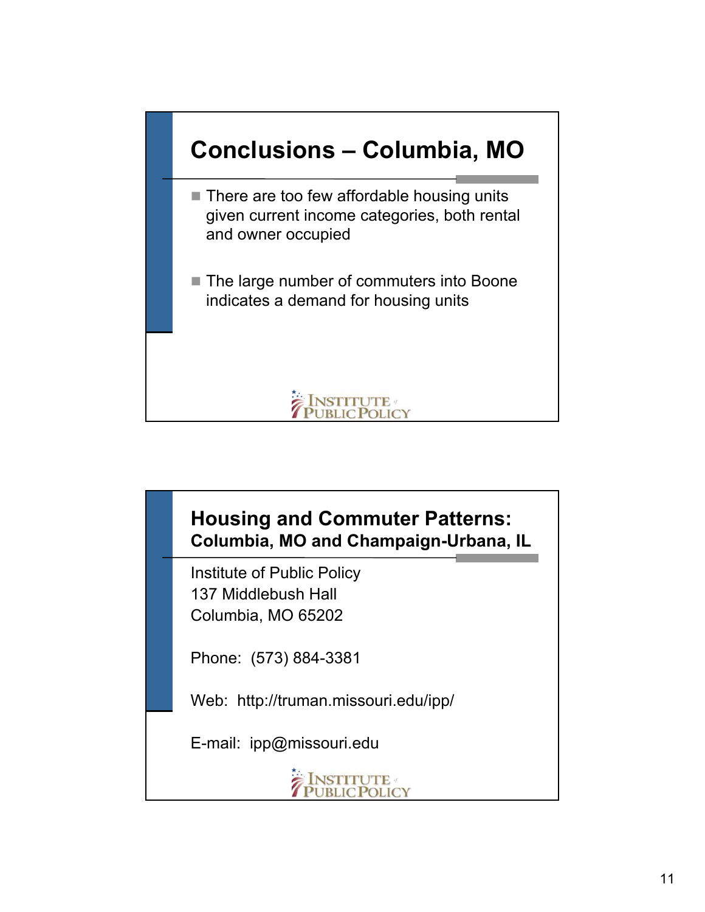## Conclusions – Columbia, MO

- There are too few affordable housing units given current income categories, both rental and owner occupied
- The large number of commuters into Boone indicates a demand for housing units

INSTITUTE of PUBLIC POLICY

## Housing and Commuter Patterns:
### Columbia, MO and Champaign-Urbana, IL

Institute of Public Policy
137 Middlebush Hall
Columbia, MO 65202

Phone: (573) 884-3381

Web: http://truman.missouri.edu/ipp/

E-mail: ipp@missouri.edu

INSTITUTE of PUBLIC POLICY